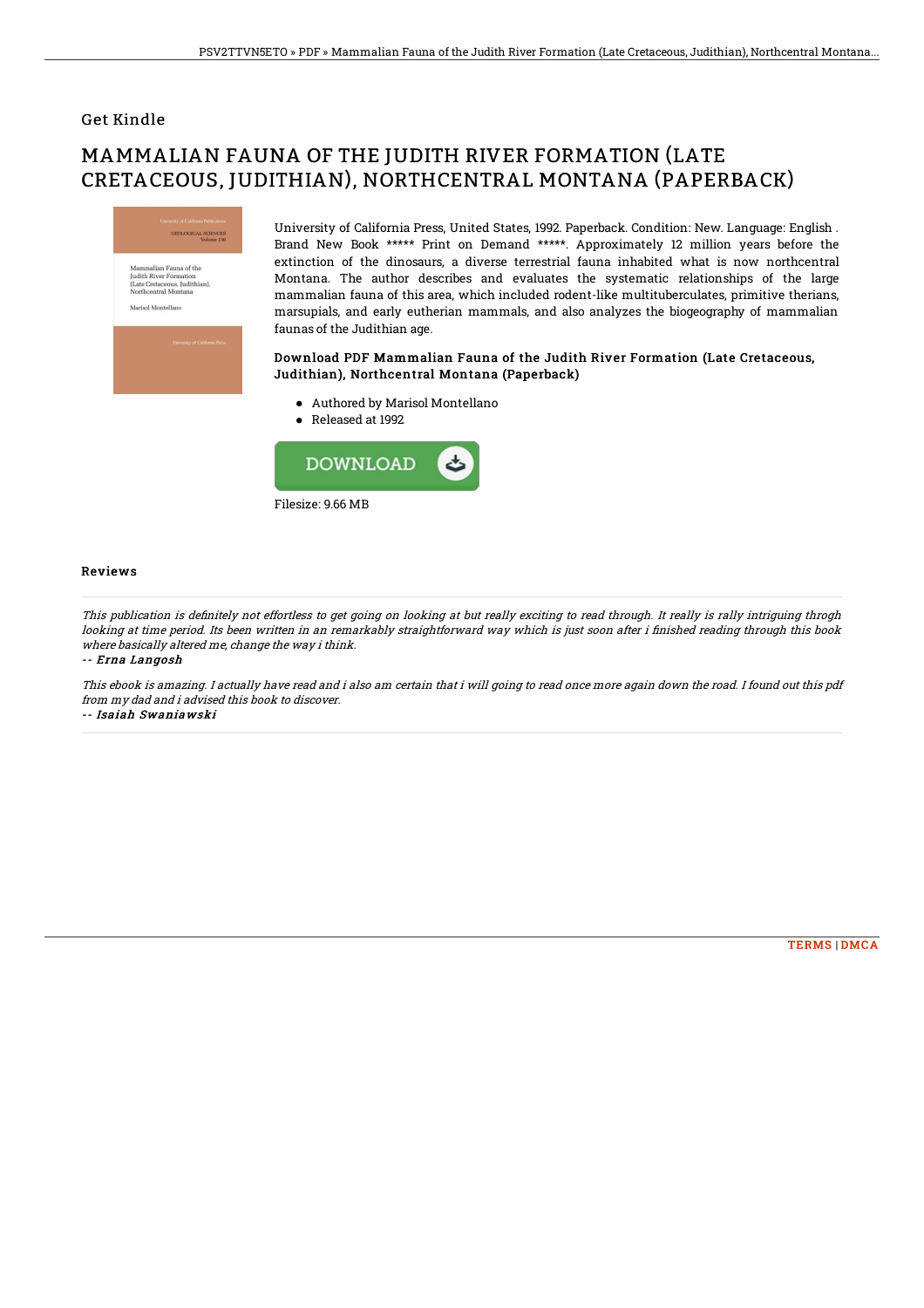## Get Kindle

# MAMMALIAN FAUNA OF THE JUDITH RIVER FORMATION (LATE CRETACEOUS, JUDITHIAN), NORTHCENTRAL MONTANA (PAPERBACK)

University of California Press, United States, 1992. Paperback. Condition: New. Language: English . Brand New Book ***** Print on Demand *****. Approximately 12 million years before the extinction of the dinosaurs, a diverse terrestrial fauna inhabited what is now northcentral Montana. The author describes and evaluates the systematic relationships of the large mammalian fauna of this area, which included rodent-like multituberculates, primitive therians, marsupials, and early eutherian mammals, and also analyzes the biogeography of mammalian faunas of the Judithian age.

### Download PDF Mammalian Fauna of the Judith River Formation (Late Cretaceous, Judithian), Northcentral Montana (Paperback)

- Authored by Marisol Montellano
- Released at 1992

Filesize: 9.66 MB

## Reviews

*This publication is definitely not effortless to get going on looking at but really exciting to read through. It really is rally intriguing throgh looking at time period. Its been written in an remarkably straightforward way which is just soon after i finished reading through this book where basically altered me, change the way i think.*

-- ***Erna Langosh***

*This ebook is amazing. I actually have read and i also am certain that i will going to read once more again down the road. I found out this pdf from my dad and i advised this book to discover.*

-- ***Isaiah Swaniawski***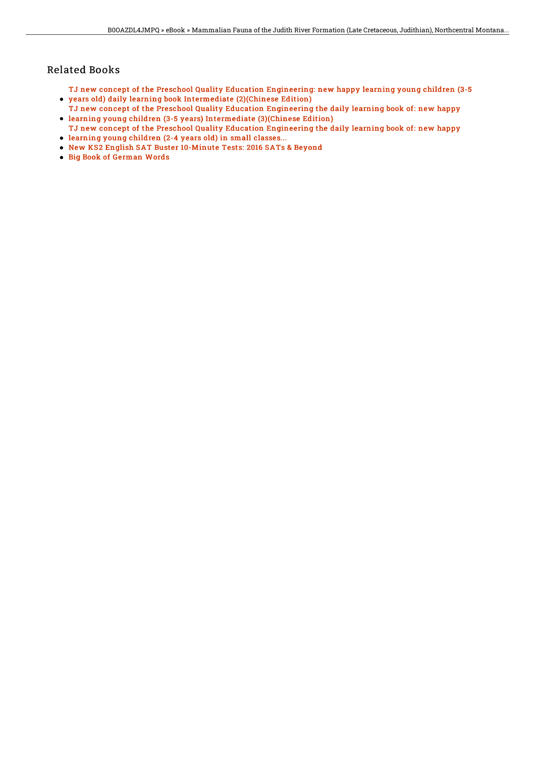## Related Books

- TJ new concept of the Preschool Quality Education Engineering: new happy learning young children (3-5 years old) daily learning book Intermediate (2)(Chinese Edition)
- TJ new concept of the Preschool Quality Education Engineering the daily learning book of: new happy learning young children (3-5 years) Intermediate (3)(Chinese Edition)
- TJ new concept of the Preschool Quality Education Engineering the daily learning book of: new happy learning young children (2-4 years old) in small classes...
- New KS2 English SAT Buster 10-Minute Tests: 2016 SATs & Beyond
- Big Book of German Words